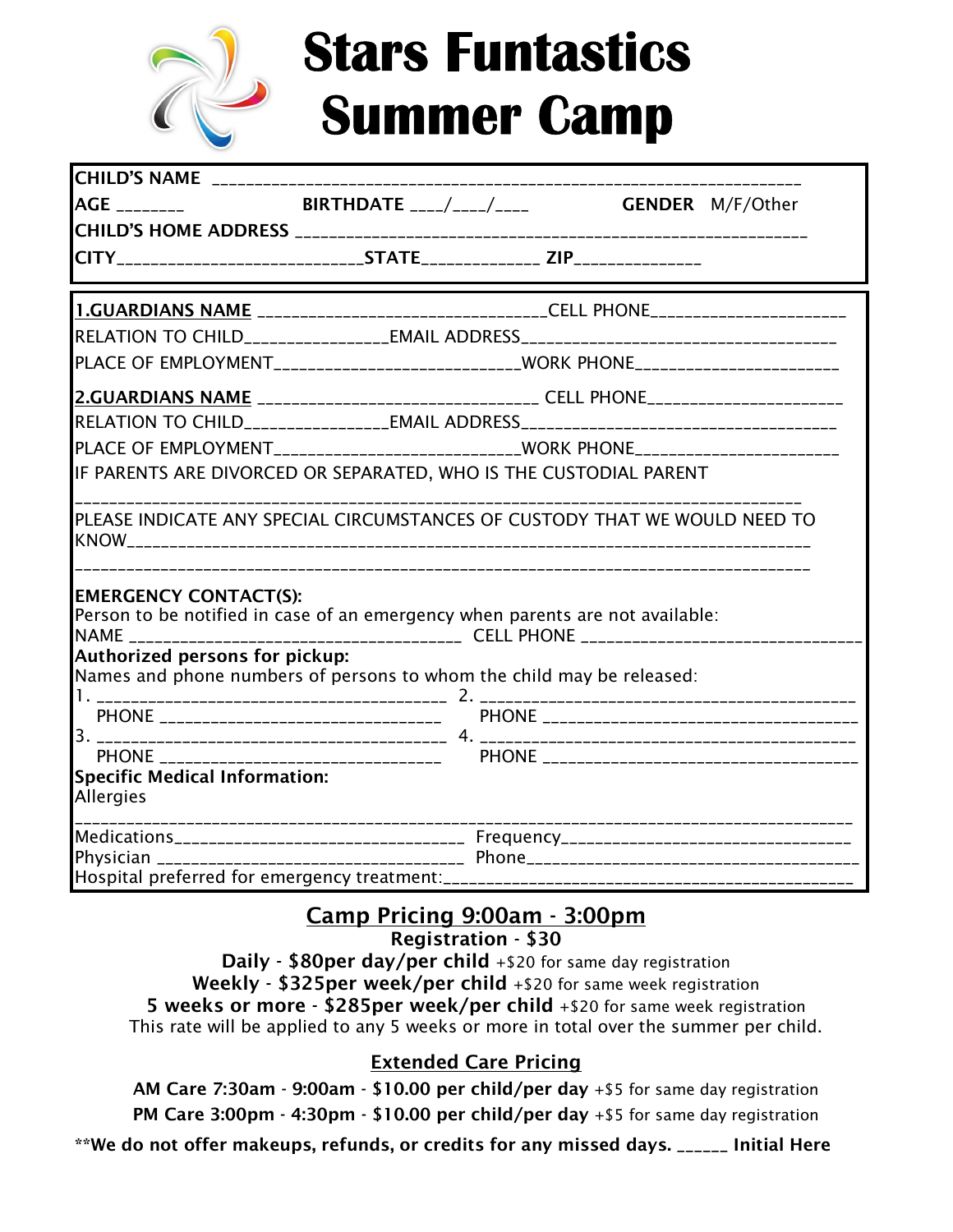# Stars Funtastics Summer Camp

**CHILD'S NAME** ________________________________________________________________

**AGE** _______ **BIRTHDATE** ___/___/___ **GENDER** M/F/Other

**CHILD'S HOME ADDRESS** ________________________________________________________

**CITY**__________________________**STATE**____________ **ZIP**_____________

**1.GUARDIANS NAME** ______________________________CELL PHONE____________________

RELATION TO CHILD_______________EMAIL ADDRESS_________________________________

PLACE OF EMPLOYMENT_________________________WORK PHONE____________________

**2.GUARDIANS NAME** ______________________________ CELL PHONE____________________

RELATION TO CHILD_______________EMAIL ADDRESS_________________________________

PLACE OF EMPLOYMENT_________________________WORK PHONE____________________

IF PARENTS ARE DIVORCED OR SEPARATED, WHO IS THE CUSTODIAL PARENT

_________________________________________________________________________________

PLEASE INDICATE ANY SPECIAL CIRCUMSTANCES OF CUSTODY THAT WE WOULD NEED TO KNOW___________________________________________________________________________

_________________________________________________________________________________

**EMERGENCY CONTACT(S):**

Person to be notified in case of an emergency when parents are not available:

NAME ___________________________________ CELL PHONE ______________________________

**Authorized persons for pickup:**

Names and phone numbers of persons to whom the child may be released:

1. _____________________________________ 2. ______________________________________

PHONE ______________________________ PHONE _________________________________

3. _____________________________________ 4. ______________________________________

PHONE ______________________________ PHONE _________________________________

**Specific Medical Information:**

Allergies

_________________________________________________________________________________

Medications_______________________________ Frequency_____________________________

Physician ________________________________ Phone__________________________________

Hospital preferred for emergency treatment:____________________________________________

## Camp Pricing 9:00am - 3:00pm

**Registration - $30**

**Daily - $80per day/per child** +$20 for same day registration

**Weekly - $325per week/per child** +$20 for same week registration

**5 weeks or more - $285per week/per child** +$20 for same week registration

This rate will be applied to any 5 weeks or more in total over the summer per child.

## Extended Care Pricing

**AM Care 7:30am - 9:00am - $10.00 per child/per day** +$5 for same day registration

**PM Care 3:00pm - 4:30pm - $10.00 per child/per day** +$5 for same day registration

****We do not offer makeups, refunds, or credits for any missed days. ______ Initial Here**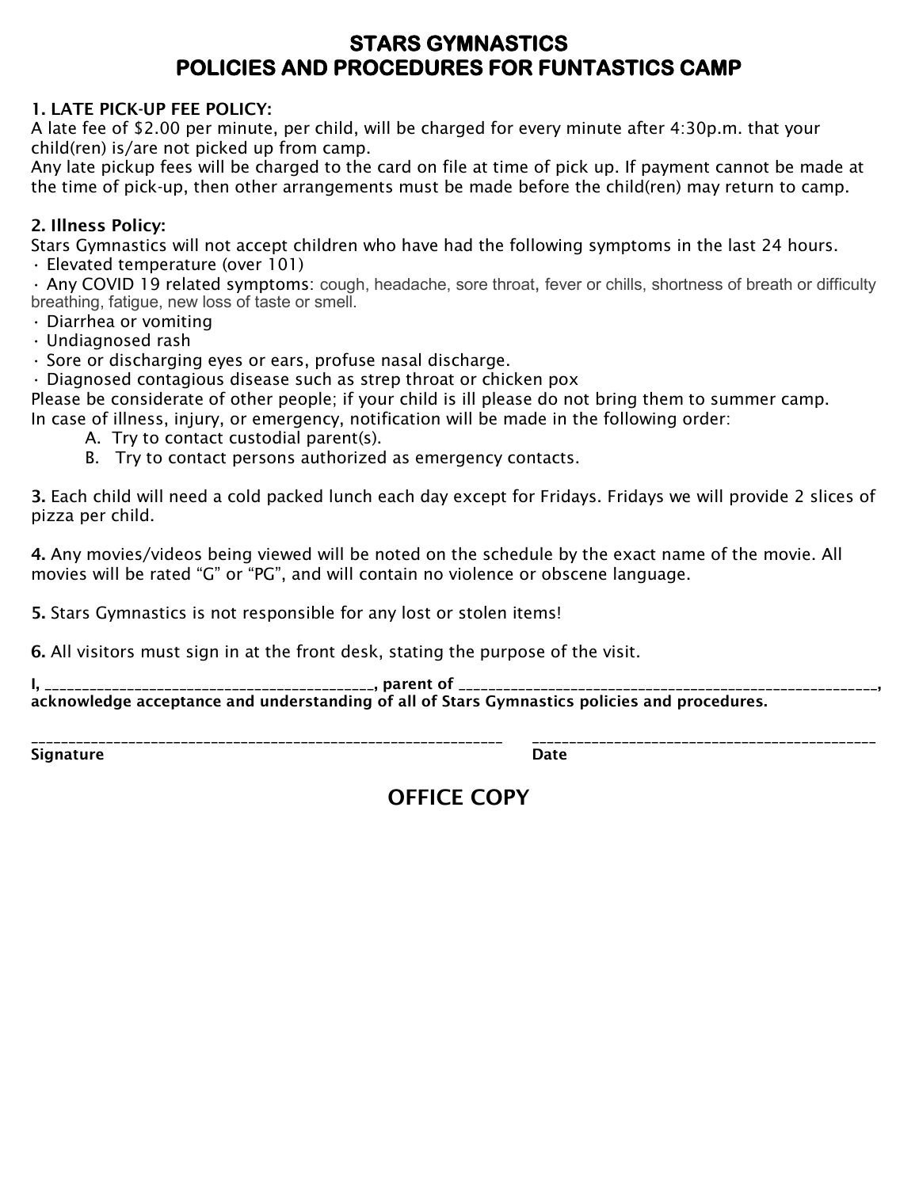# STARS GYMNASTICS
# POLICIES AND PROCEDURES FOR FUNTASTICS CAMP

**1. LATE PICK-UP FEE POLICY:**
A late fee of $2.00 per minute, per child, will be charged for every minute after 4:30p.m. that your child(ren) is/are not picked up from camp.
Any late pickup fees will be charged to the card on file at time of pick up. If payment cannot be made at the time of pick-up, then other arrangements must be made before the child(ren) may return to camp.

**2. Illness Policy:**
Stars Gymnastics will not accept children who have had the following symptoms in the last 24 hours.

- Elevated temperature (over 101)
- Any COVID 19 related symptoms: cough, headache, sore throat, fever or chills, shortness of breath or difficulty breathing, fatigue, new loss of taste or smell.
- Diarrhea or vomiting
- Undiagnosed rash
- Sore or discharging eyes or ears, profuse nasal discharge.
- Diagnosed contagious disease such as strep throat or chicken pox

Please be considerate of other people; if your child is ill please do not bring them to summer camp.
In case of illness, injury, or emergency, notification will be made in the following order:

A. Try to contact custodial parent(s).
B. Try to contact persons authorized as emergency contacts.

**3.** Each child will need a cold packed lunch each day except for Fridays. Fridays we will provide 2 slices of pizza per child.

**4.** Any movies/videos being viewed will be noted on the schedule by the exact name of the movie. All movies will be rated "G" or "PG", and will contain no violence or obscene language.

**5.** Stars Gymnastics is not responsible for any lost or stolen items!

**6.** All visitors must sign in at the front desk, stating the purpose of the visit.

**I, ________________________________________, parent of ______________________________________________________, acknowledge acceptance and understanding of all of Stars Gymnastics policies and procedures.**

______________________________________________________________ ____________________________________________
**Signature** **Date**

## OFFICE COPY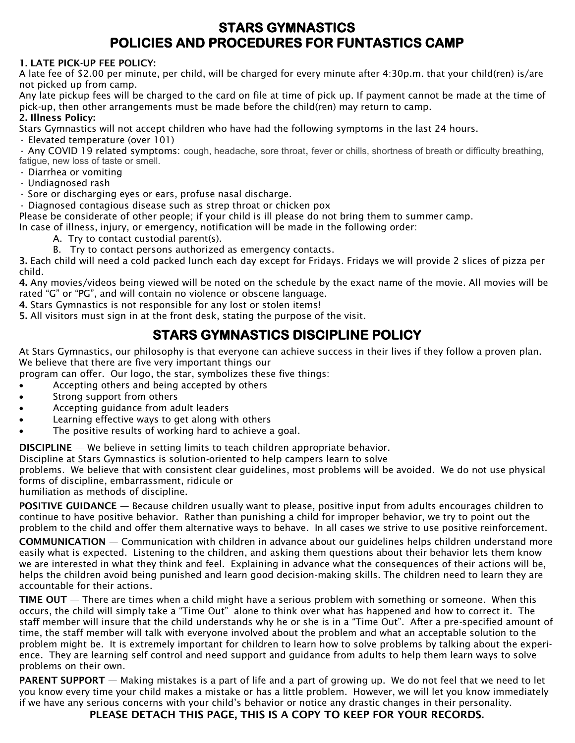# STARS GYMNASTICS
# POLICIES AND PROCEDURES FOR FUNTASTICS CAMP

**1. LATE PICK-UP FEE POLICY:**
A late fee of $2.00 per minute, per child, will be charged for every minute after 4:30p.m. that your child(ren) is/are not picked up from camp.
Any late pickup fees will be charged to the card on file at time of pick up. If payment cannot be made at the time of pick-up, then other arrangements must be made before the child(ren) may return to camp.

**2. Illness Policy:**
Stars Gymnastics will not accept children who have had the following symptoms in the last 24 hours.
- Elevated temperature (over 101)
- Any COVID 19 related symptoms: cough, headache, sore throat, fever or chills, shortness of breath or difficulty breathing, fatigue, new loss of taste or smell.
- Diarrhea or vomiting
- Undiagnosed rash
- Sore or discharging eyes or ears, profuse nasal discharge.
- Diagnosed contagious disease such as strep throat or chicken pox

Please be considerate of other people; if your child is ill please do not bring them to summer camp.
In case of illness, injury, or emergency, notification will be made in the following order:

A. Try to contact custodial parent(s).
B. Try to contact persons authorized as emergency contacts.

**3.** Each child will need a cold packed lunch each day except for Fridays. Fridays we will provide 2 slices of pizza per child.

**4.** Any movies/videos being viewed will be noted on the schedule by the exact name of the movie. All movies will be rated "G" or "PG", and will contain no violence or obscene language.

**4.** Stars Gymnastics is not responsible for any lost or stolen items!

**5.** All visitors must sign in at the front desk, stating the purpose of the visit.

# STARS GYMNASTICS DISCIPLINE POLICY

At Stars Gymnastics, our philosophy is that everyone can achieve success in their lives if they follow a proven plan. We believe that there are five very important things our program can offer. Our logo, the star, symbolizes these five things:

- Accepting others and being accepted by others
- Strong support from others
- Accepting guidance from adult leaders
- Learning effective ways to get along with others
- The positive results of working hard to achieve a goal.

**DISCIPLINE** — We believe in setting limits to teach children appropriate behavior. Discipline at Stars Gymnastics is solution-oriented to help campers learn to solve problems. We believe that with consistent clear guidelines, most problems will be avoided. We do not use physical forms of discipline, embarrassment, ridicule or humiliation as methods of discipline.

**POSITIVE GUIDANCE** — Because children usually want to please, positive input from adults encourages children to continue to have positive behavior. Rather than punishing a child for improper behavior, we try to point out the problem to the child and offer them alternative ways to behave. In all cases we strive to use positive reinforcement.

**COMMUNICATION** — Communication with children in advance about our guidelines helps children understand more easily what is expected. Listening to the children, and asking them questions about their behavior lets them know we are interested in what they think and feel. Explaining in advance what the consequences of their actions will be, helps the children avoid being punished and learn good decision-making skills. The children need to learn they are accountable for their actions.

**TIME OUT** — There are times when a child might have a serious problem with something or someone. When this occurs, the child will simply take a "Time Out" alone to think over what has happened and how to correct it. The staff member will insure that the child understands why he or she is in a "Time Out". After a pre-specified amount of time, the staff member will talk with everyone involved about the problem and what an acceptable solution to the problem might be. It is extremely important for children to learn how to solve problems by talking about the experience. They are learning self control and need support and guidance from adults to help them learn ways to solve problems on their own.

**PARENT SUPPORT** — Making mistakes is a part of life and a part of growing up. We do not feel that we need to let you know every time your child makes a mistake or has a little problem. However, we will let you know immediately if we have any serious concerns with your child's behavior or notice any drastic changes in their personality.

**PLEASE DETACH THIS PAGE, THIS IS A COPY TO KEEP FOR YOUR RECORDS.**